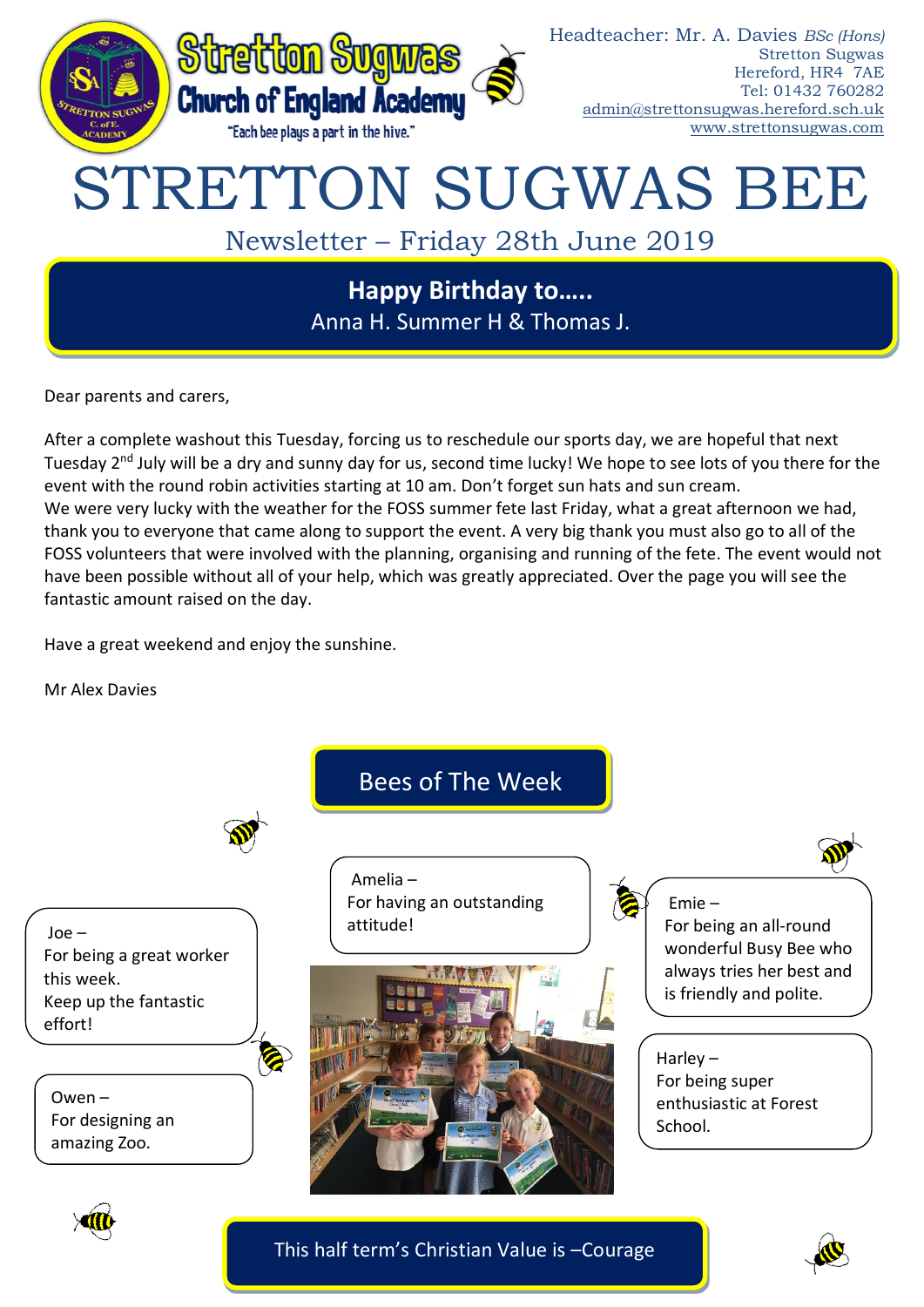**Stretton Sugwas Church of England Academy**

"Each bee plays a part in the hive."

Headteacher: Mr. A. Davies *BSc (Hons)*
Stretton Sugwas
Hereford, HR4 7AE
Tel: 01432 760282
admin@strettonsugwas.hereford.sch.uk
www.strettonsugwas.com

# STRETTON SUGWAS BEE

Newsletter – Friday 28th June 2019

## Happy Birthday to…..

Anna H. Summer H & Thomas J.

Dear parents and carers,

After a complete washout this Tuesday, forcing us to reschedule our sports day, we are hopeful that next Tuesday 2nd July will be a dry and sunny day for us, second time lucky! We hope to see lots of you there for the event with the round robin activities starting at 10 am. Don't forget sun hats and sun cream.
We were very lucky with the weather for the FOSS summer fete last Friday, what a great afternoon we had, thank you to everyone that came along to support the event. A very big thank you must also go to all of the FOSS volunteers that were involved with the planning, organising and running of the fete. The event would not have been possible without all of your help, which was greatly appreciated. Over the page you will see the fantastic amount raised on the day.

Have a great weekend and enjoy the sunshine.

Mr Alex Davies

## Bees of The Week

Joe – For being a great worker this week. Keep up the fantastic effort!

Owen – For designing an amazing Zoo.

Amelia – For having an outstanding attitude!

Emie – For being an all-round wonderful Busy Bee who always tries her best and is friendly and polite.

Harley – For being super enthusiastic at Forest School.

This half term's Christian Value is –Courage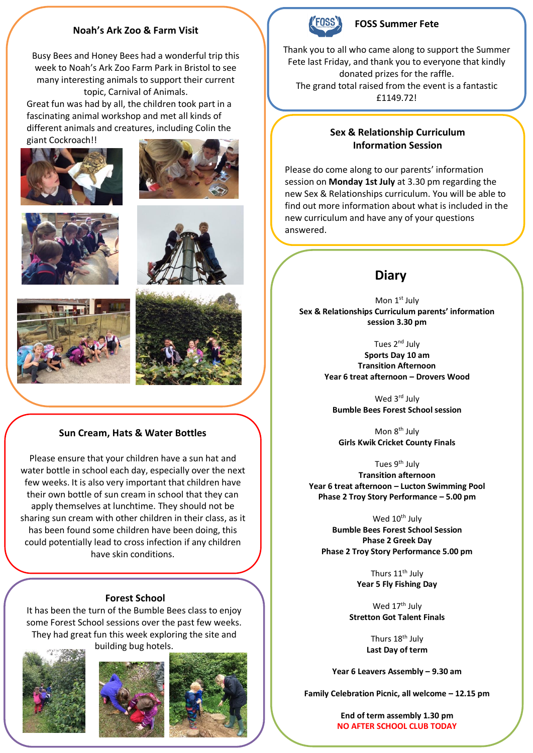## Noah's Ark Zoo & Farm Visit

Busy Bees and Honey Bees had a wonderful trip this week to Noah's Ark Zoo Farm Park in Bristol to see many interesting animals to support their current topic, Carnival of Animals.

Great fun was had by all, the children took part in a fascinating animal workshop and met all kinds of different animals and creatures, including Colin the giant Cockroach!!

## Sun Cream, Hats & Water Bottles

Please ensure that your children have a sun hat and water bottle in school each day, especially over the next few weeks. It is also very important that children have their own bottle of sun cream in school that they can apply themselves at lunchtime. They should not be sharing sun cream with other children in their class, as it has been found some children have been doing, this could potentially lead to cross infection if any children have skin conditions.

## Forest School

It has been the turn of the Bumble Bees class to enjoy some Forest School sessions over the past few weeks. They had great fun this week exploring the site and building bug hotels.

## FOSS Summer Fete

Thank you to all who came along to support the Summer Fete last Friday, and thank you to everyone that kindly donated prizes for the raffle.

The grand total raised from the event is a fantastic £1149.72!

## Sex & Relationship Curriculum Information Session

Please do come along to our parents' information session on **Monday 1st July** at 3.30 pm regarding the new Sex & Relationships curriculum. You will be able to find out more information about what is included in the new curriculum and have any of your questions answered.

## Diary

Mon 1st July
**Sex & Relationships Curriculum parents' information session 3.30 pm**

Tues 2nd July
**Sports Day 10 am**
**Transition Afternoon**
**Year 6 treat afternoon – Drovers Wood**

Wed 3rd July
**Bumble Bees Forest School session**

Mon 8th July
**Girls Kwik Cricket County Finals**

Tues 9th July
**Transition afternoon**
**Year 6 treat afternoon – Lucton Swimming Pool**
**Phase 2 Troy Story Performance – 5.00 pm**

Wed 10th July
**Bumble Bees Forest School Session**
**Phase 2 Greek Day**
**Phase 2 Troy Story Performance 5.00 pm**

Thurs 11th July
**Year 5 Fly Fishing Day**

Wed 17th July
**Stretton Got Talent Finals**

Thurs 18th July
**Last Day of term**

**Year 6 Leavers Assembly – 9.30 am**

**Family Celebration Picnic, all welcome – 12.15 pm**

**End of term assembly 1.30 pm**
**NO AFTER SCHOOL CLUB TODAY**